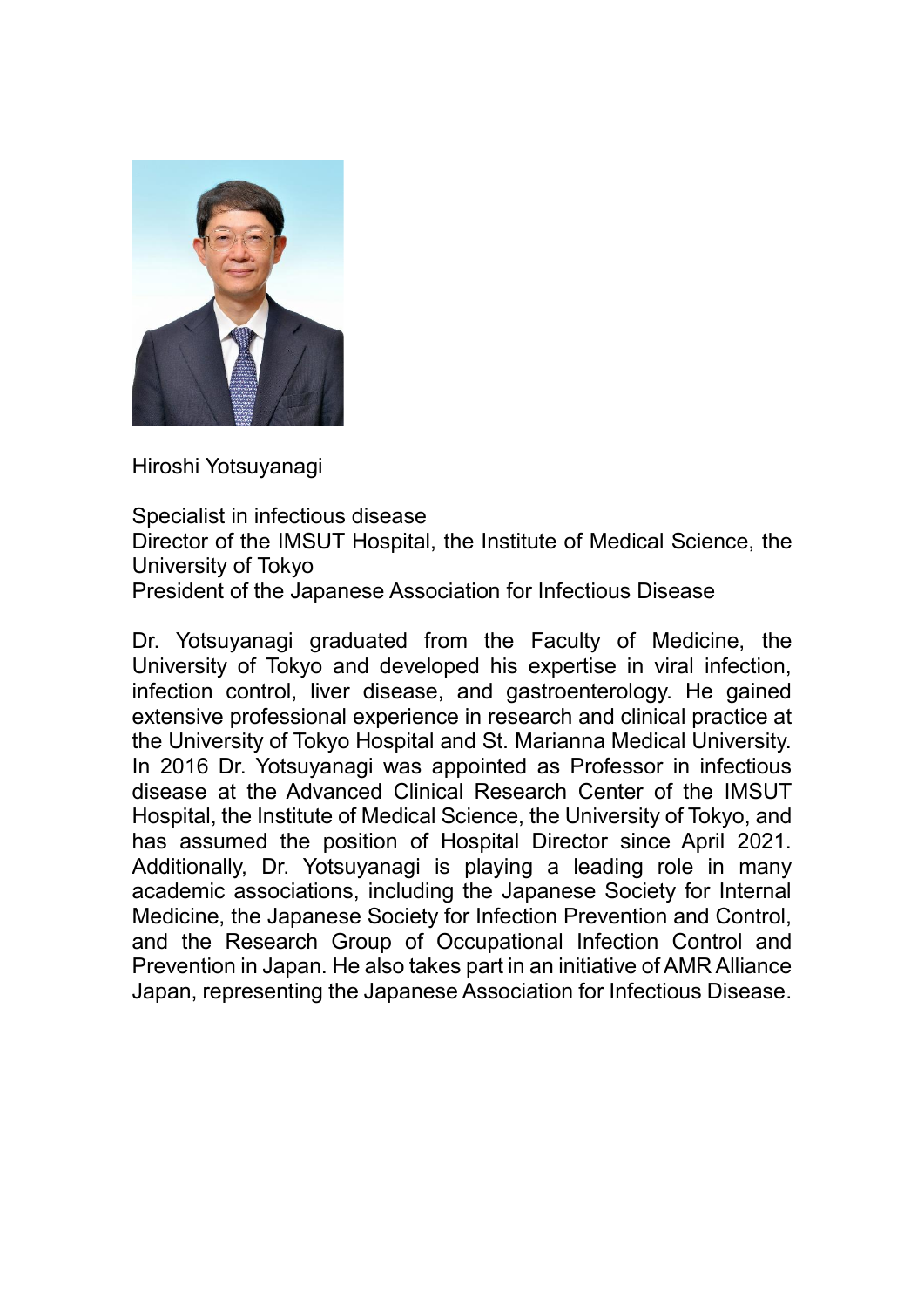Hiroshi Yotsuyanagi

Specialist in infectious disease
Director of the IMSUT Hospital, the Institute of Medical Science, the University of Tokyo
President of the Japanese Association for Infectious Disease

Dr. Yotsuyanagi graduated from the Faculty of Medicine, the University of Tokyo and developed his expertise in viral infection, infection control, liver disease, and gastroenterology. He gained extensive professional experience in research and clinical practice at the University of Tokyo Hospital and St. Marianna Medical University. In 2016 Dr. Yotsuyanagi was appointed as Professor in infectious disease at the Advanced Clinical Research Center of the IMSUT Hospital, the Institute of Medical Science, the University of Tokyo, and has assumed the position of Hospital Director since April 2021. Additionally, Dr. Yotsuyanagi is playing a leading role in many academic associations, including the Japanese Society for Internal Medicine, the Japanese Society for Infection Prevention and Control, and the Research Group of Occupational Infection Control and Prevention in Japan. He also takes part in an initiative of AMR Alliance Japan, representing the Japanese Association for Infectious Disease.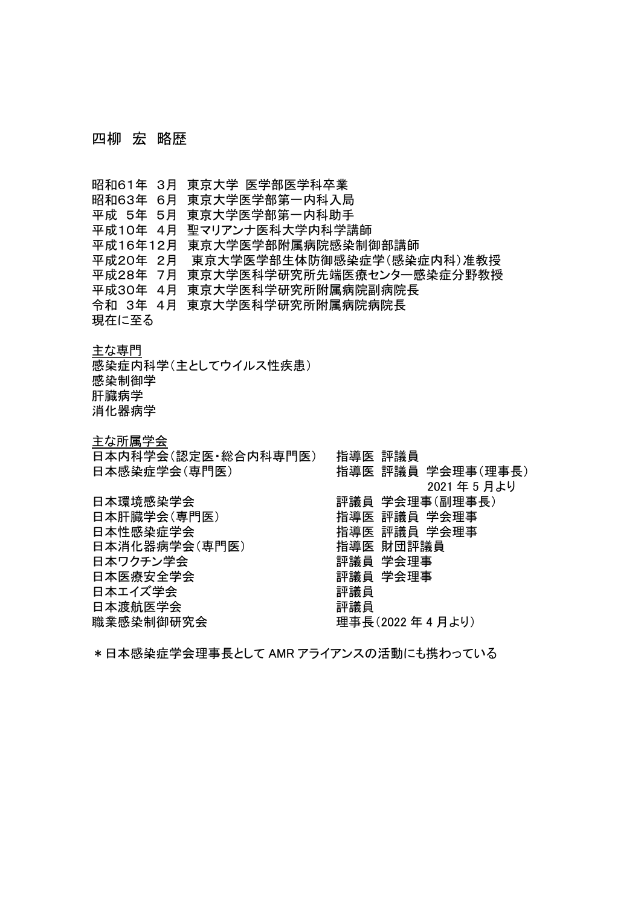# 四柳 宏 略歴

昭和61年 3月 東京大学 医学部医学科卒業
昭和63年 6月 東京大学医学部第一内科入局
平成 5年 5月 東京大学医学部第一内科助手
平成10年 4月 聖マリアンナ医科大学内科学講師
平成16年12月 東京大学医学部附属病院感染制御部講師
平成20年 2月 東京大学医学部生体防御感染症学(感染症内科)准教授
平成28年 7月 東京大学医科学研究所先端医療センター感染症分野教授
平成30年 4月 東京大学医科学研究所附属病院副病院長
令和 3年 4月 東京大学医科学研究所附属病院病院長
現在に至る

<u>主な専門</u>

感染症内科学(主としてウイルス性疾患)
感染制御学
肝臓病学
消化器病学

<u>主な所属学会</u>

| | |
|---|---|
| 日本内科学会(認定医・総合内科専門医) | 指導医 評議員 |
| 日本感染症学会(専門医) | 指導医 評議員 学会理事(理事長) 2021 年 5 月より |
| 日本環境感染学会 | 評議員 学会理事(副理事長) |
| 日本肝臓学会(専門医) | 指導医 評議員 学会理事 |
| 日本性感染症学会 | 指導医 評議員 学会理事 |
| 日本消化器病学会(専門医) | 指導医 財団評議員 |
| 日本ワクチン学会 | 評議員 学会理事 |
| 日本医療安全学会 | 評議員 学会理事 |
| 日本エイズ学会 | 評議員 |
| 日本渡航医学会 | 評議員 |
| 職業感染制御研究会 | 理事長(2022 年 4 月より) |

* 日本感染症学会理事長として AMR アライアンスの活動にも携わっている